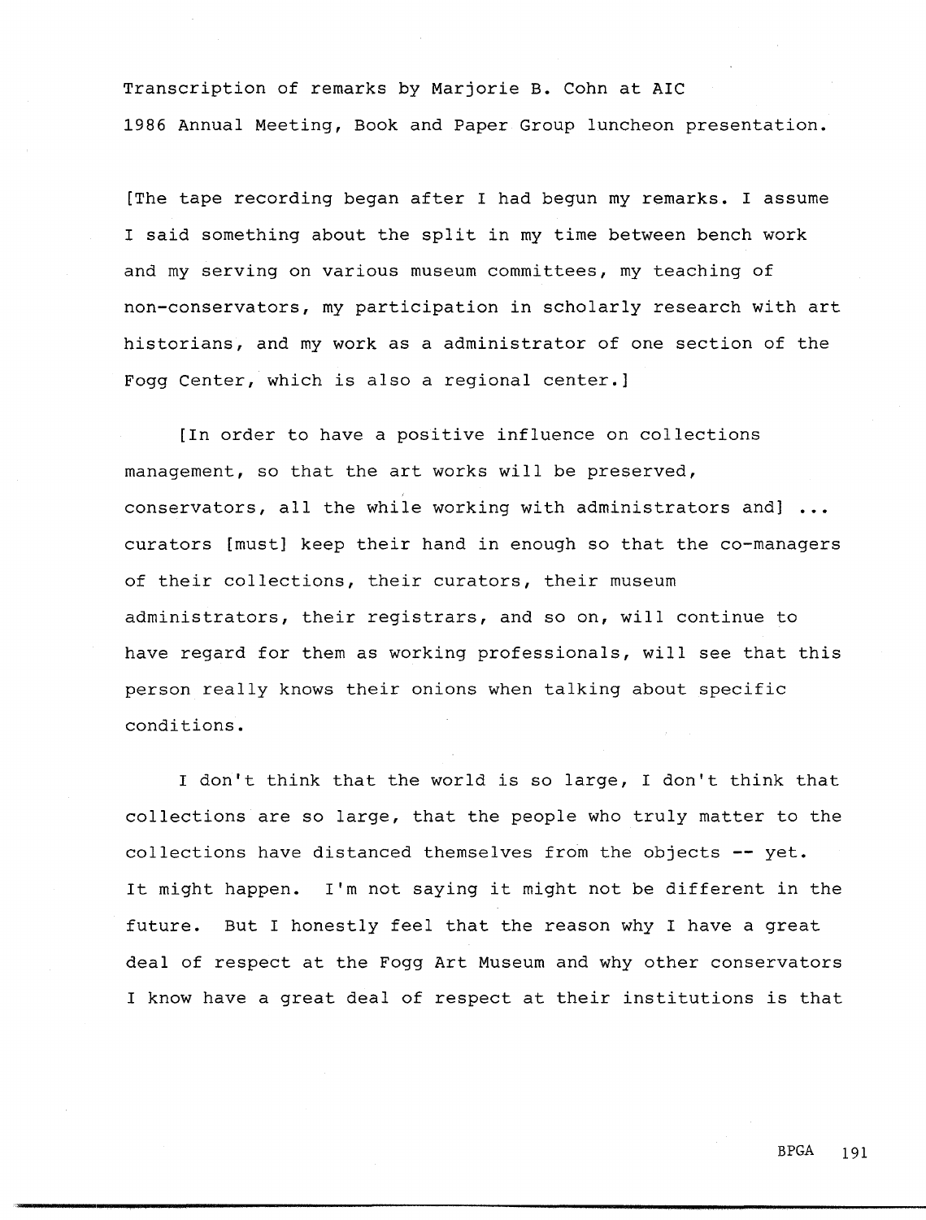Transcription of remarks by Marjorie B. Cohn at AIC 1986 Annual Meeting, Book and Paper Group luncheon presentation.

[The tape recording began after I had begun my remarks. I assume I said something about the split in my time between bench work and my serving on various museum committees, my teaching of non-conservators, my participation in scholarly research with art historians, and my work as a administrator of one section of the Fogg Center, which is also a regional center.]

[In order to have a positive influence on collections management, so that the art works will be preserved, conservators, all the while working with administrators and] ... curators [must] keep their hand in enough so that the co-managers of their collections, their curators, their museum administrators, their registrars, and so on, will continue to have regard for them as working professionals, will see that this person really knows their onions when talking about specific conditions.

I don't think that the world is so large, I don't think that collections are so large, that the people who truly matter to the collections have distanced themselves from the objects -- yet. It might happen. I'm not saying it might not be different in the future. But I honestly feel that the reason why I have a great deal of respect at the Fogg Art Museum and why other conservators I know have a great deal of respect at their institutions is that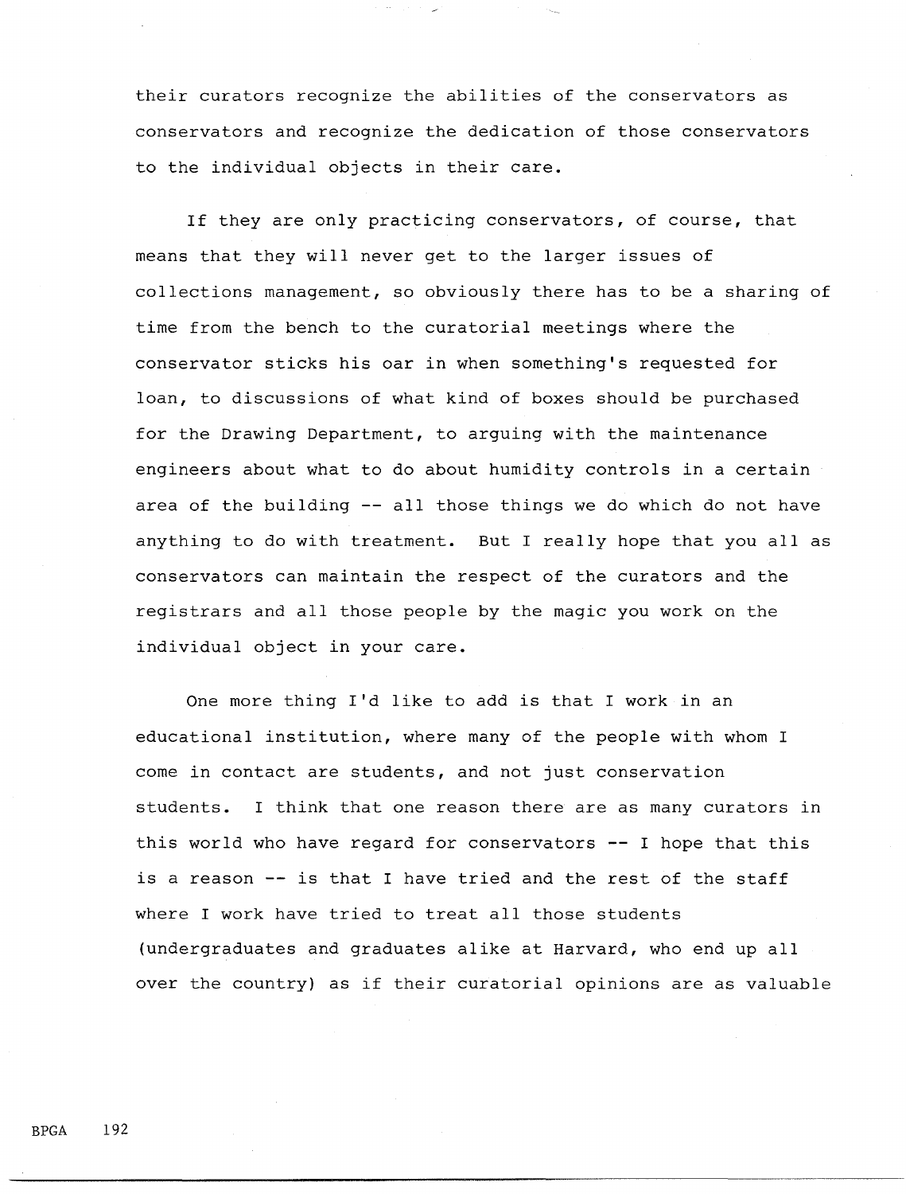their curators recognize the abilities of the conservators as conservators and recognize the dedication of those conservators to the individual objects in their care.

If they are only practicing conservators, of course, that means that they will never get to the larger issues of collections management, so obviously there has to be a sharing of time from the bench to the curatorial meetings where the conservator sticks his oar in when something's requested for loan, to discussions of what kind of boxes should be purchased for the Drawing Department, to arguing with the maintenance engineers about what to do about humidity controls in a certain area of the building -- all those things we do which do not have anything to do with treatment. But I really hope that you all as conservators can maintain the respect of the curators and the registrars and all those people by the magic you work on the individual object in your care.

One more thing I'd like to add is that I work in an educational institution, where many of the people with whom I come in contact are students, and not just conservation students. I think that one reason there are as many curators in this world who have regard for conservators -- I hope that this is a reason -- is that I have tried and the rest of the staff where I work have tried to treat all those students (undergraduates and graduates alike at Harvard, who end up all over the country) as if their curatorial opinions are as valuable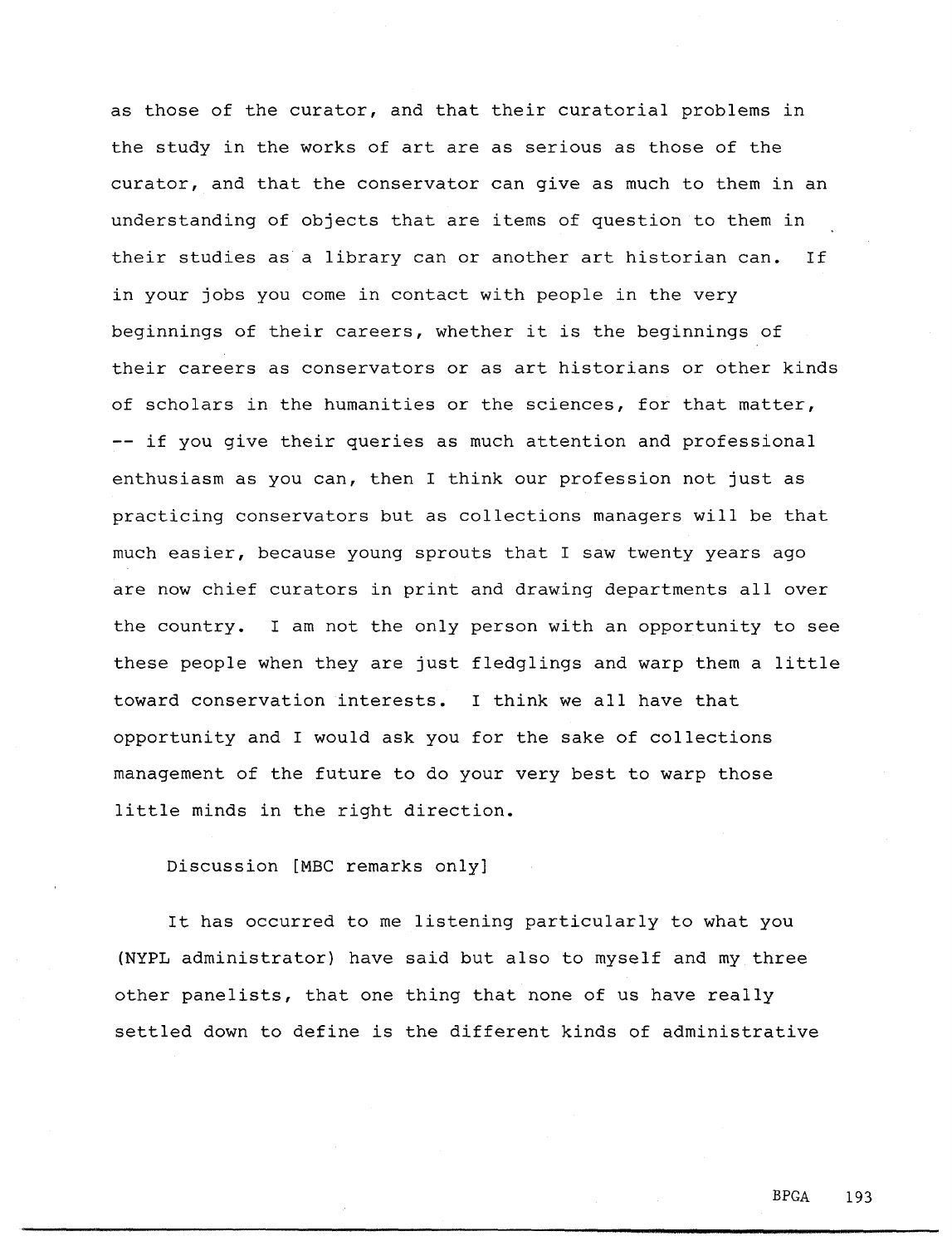as those of the curator, and that their curatorial problems in the study in the works of art are as serious as those of the curator, and that the conservator can give as much to them in an understanding of objects that are items of question to them in their studies as a library can or another art historian can. If in your jobs you come in contact with people in the very beginnings of their careers, whether it is the beginnings of their careers as conservators or as art historians or other kinds of scholars in the humanities or the sciences, for that matter, -- if you give their queries as much attention and professional enthusiasm as you can, then I think our profession not just as practicing conservators but as collections managers will be that much easier, because young sprouts that I saw twenty years ago are now chief curators in print and drawing departments all over the country. I am not the only person with an opportunity to see these people when they are just fledglings and warp them a little toward conservation interests. I think we all have that opportunity and I would ask you for the sake of collections management of the future to do your very best to warp those little minds in the right direction.

Discussion [MBC remarks only]

It has occurred to me listening particularly to what you (NYPL administrator) have said but also to myself and my three other panelists, that one thing that none of us have really settled down to define is the different kinds of administrative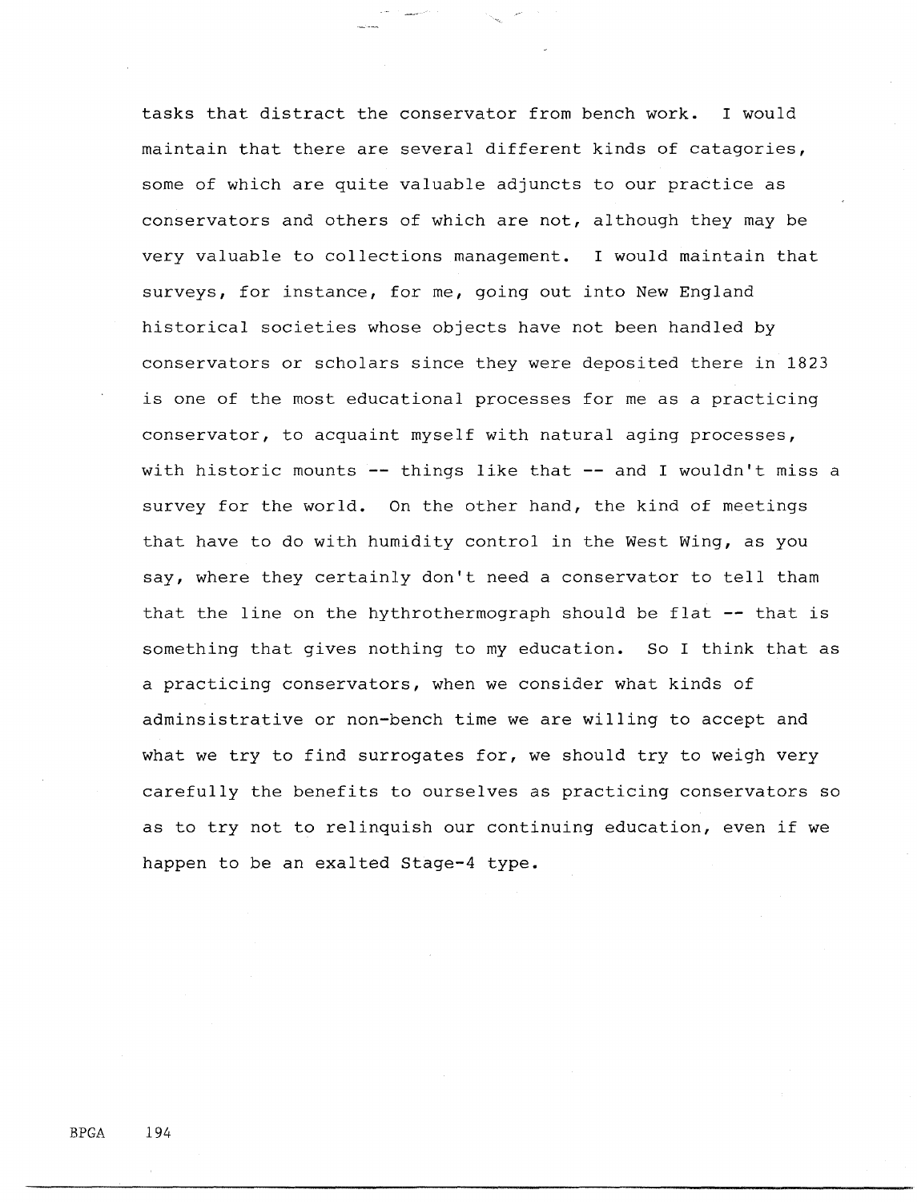tasks that distract the conservator from bench work. I would maintain that there are several different kinds of catagories, some of which are quite valuable adjuncts to our practice as conservators and others of which are not, although they may be very valuable to collections management. I would maintain that surveys, for instance, for me, going out into New England historical societies whose objects have not been handled by conservators or scholars since they were deposited there in 1823 is one of the most educational processes for me as a practicing conservator, to acquaint myself with natural aging processes, with historic mounts -- things like that -- and I wouldn't miss a survey for the world. On the other hand, the kind of meetings that have to do with humidity control in the West Wing, as you say, where they certainly don't need a conservator to tell tham that the line on the hythrothermograph should be flat -- that is something that gives nothing to my education. So I think that as a practicing conservators, when we consider what kinds of adminsistrative or non-bench time we are willing to accept and what we try to find surrogates for, we should try to weigh very carefully the benefits to ourselves as practicing conservators so as to try not to relinquish our continuing education, even if we happen to be an exalted Stage-4 type.